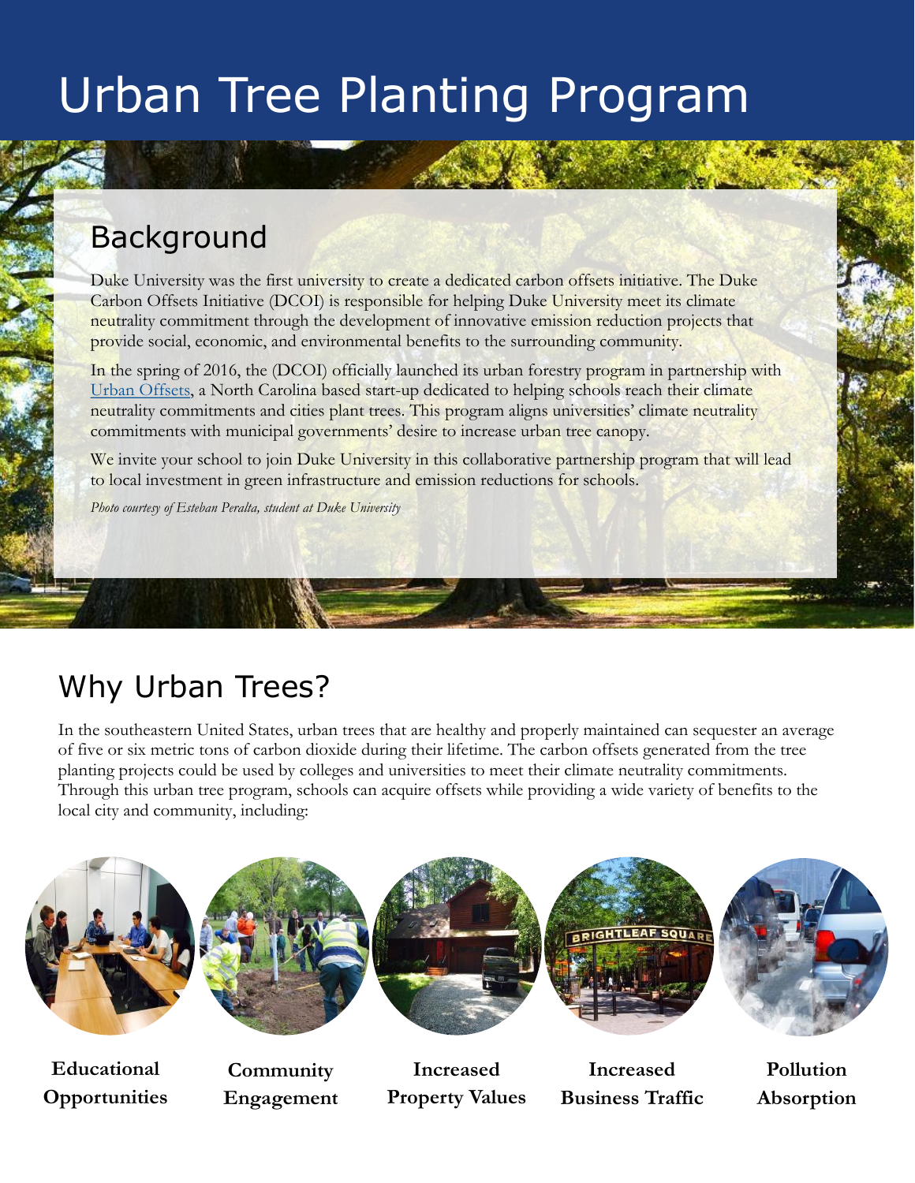# Urban Tree Planting Program

## Background

Duke University was the first university to create a dedicated carbon offsets initiative. The Duke Carbon Offsets Initiative (DCOI) is responsible for helping Duke University meet its climate neutrality commitment through the development of innovative emission reduction projects that provide social, economic, and environmental benefits to the surrounding community.

In the spring of 2016, the (DCOI) officially launched its urban forestry program in partnership with Urban Offsets, a North Carolina based start-up dedicated to helping schools reach their climate neutrality commitments and cities plant trees. This program aligns universities' climate neutrality commitments with municipal governments' desire to increase urban tree canopy.

We invite your school to join Duke University in this collaborative partnership program that will lead to local investment in green infrastructure and emission reductions for schools.

*Photo courtesy of Esteban Peralta, student at Duke University*

## Why Urban Trees?

In the southeastern United States, urban trees that are healthy and properly maintained can sequester an average of five or six metric tons of carbon dioxide during their lifetime. The carbon offsets generated from the tree planting projects could be used by colleges and universities to meet their climate neutrality commitments. Through this urban tree program, schools can acquire offsets while providing a wide variety of benefits to the local city and community, including:

**Educational Opportunities**

**Community Engagement**

**Increased Property Values**

**Increased Business Traffic**

**Pollution Absorption**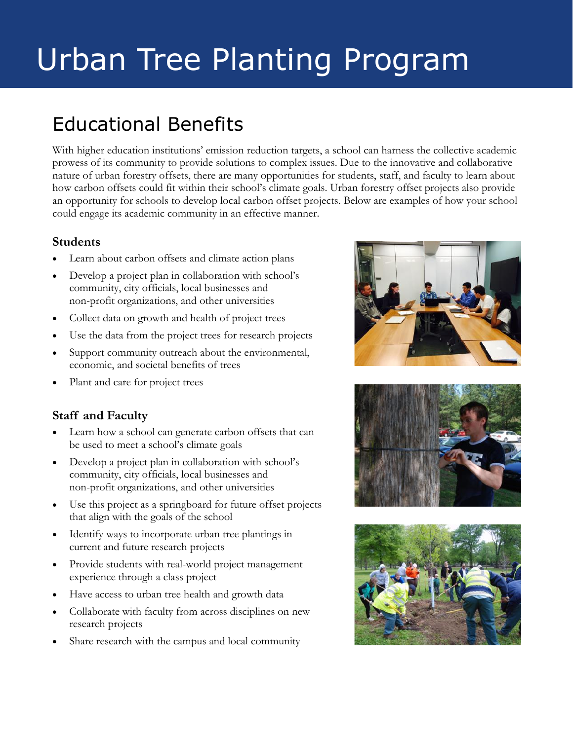# Urban Tree Planting Program

## Educational Benefits

With higher education institutions' emission reduction targets, a school can harness the collective academic prowess of its community to provide solutions to complex issues. Due to the innovative and collaborative nature of urban forestry offsets, there are many opportunities for students, staff, and faculty to learn about how carbon offsets could fit within their school's climate goals. Urban forestry offset projects also provide an opportunity for schools to develop local carbon offset projects. Below are examples of how your school could engage its academic community in an effective manner.

### Students

- Learn about carbon offsets and climate action plans
- Develop a project plan in collaboration with school's community, city officials, local businesses and non-profit organizations, and other universities
- Collect data on growth and health of project trees
- Use the data from the project trees for research projects
- Support community outreach about the environmental, economic, and societal benefits of trees
- Plant and care for project trees

### Staff and Faculty

- Learn how a school can generate carbon offsets that can be used to meet a school's climate goals
- Develop a project plan in collaboration with school's community, city officials, local businesses and non-profit organizations, and other universities
- Use this project as a springboard for future offset projects that align with the goals of the school
- Identify ways to incorporate urban tree plantings in current and future research projects
- Provide students with real-world project management experience through a class project
- Have access to urban tree health and growth data
- Collaborate with faculty from across disciplines on new research projects
- Share research with the campus and local community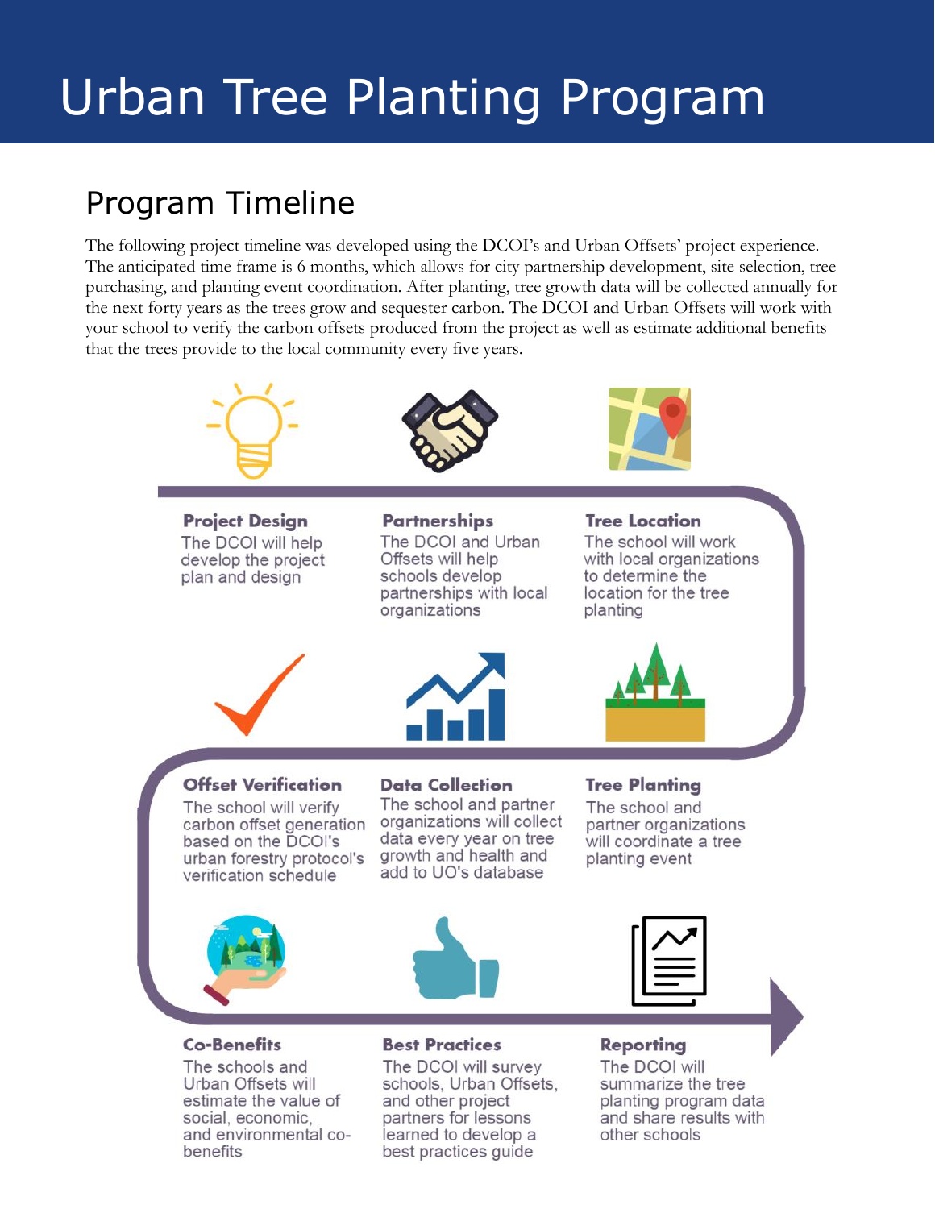# Urban Tree Planting Program

## Program Timeline

The following project timeline was developed using the DCOI's and Urban Offsets' project experience. The anticipated time frame is 6 months, which allows for city partnership development, site selection, tree purchasing, and planting event coordination. After planting, tree growth data will be collected annually for the next forty years as the trees grow and sequester carbon. The DCOI and Urban Offsets will work with your school to verify the carbon offsets produced from the project as well as estimate additional benefits that the trees provide to the local community every five years.

**Project Design**
The DCOI will help develop the project plan and design

**Partnerships**
The DCOI and Urban Offsets will help schools develop partnerships with local organizations

**Tree Location**
The school will work with local organizations to determine the location for the tree planting

**Tree Planting**
The school and partner organizations will coordinate a tree planting event

**Data Collection**
The school and partner organizations will collect data every year on tree growth and health and add to UO's database

**Offset Verification**
The school will verify carbon offset generation based on the DCOI's urban forestry protocol's verification schedule

**Co-Benefits**
The schools and Urban Offsets will estimate the value of social, economic, and environmental co-benefits

**Best Practices**
The DCOI will survey schools, Urban Offsets, and other project partners for lessons learned to develop a best practices guide

**Reporting**
The DCOI will summarize the tree planting program data and share results with other schools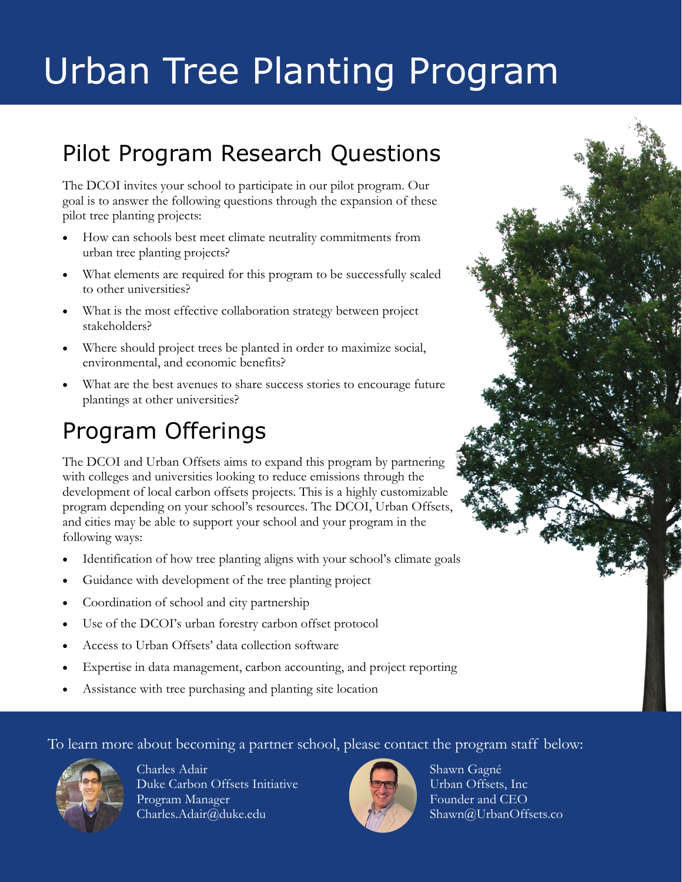# Urban Tree Planting Program

## Pilot Program Research Questions

The DCOI invites your school to participate in our pilot program. Our goal is to answer the following questions through the expansion of these pilot tree planting projects:

- How can schools best meet climate neutrality commitments from urban tree planting projects?
- What elements are required for this program to be successfully scaled to other universities?
- What is the most effective collaboration strategy between project stakeholders?
- Where should project trees be planted in order to maximize social, environmental, and economic benefits?
- What are the best avenues to share success stories to encourage future plantings at other universities?

## Program Offerings

The DCOI and Urban Offsets aims to expand this program by partnering with colleges and universities looking to reduce emissions through the development of local carbon offsets projects. This is a highly customizable program depending on your school's resources. The DCOI, Urban Offsets, and cities may be able to support your school and your program in the following ways:

- Identification of how tree planting aligns with your school's climate goals
- Guidance with development of the tree planting project
- Coordination of school and city partnership
- Use of the DCOI's urban forestry carbon offset protocol
- Access to Urban Offsets' data collection software
- Expertise in data management, carbon accounting, and project reporting
- Assistance with tree purchasing and planting site location

To learn more about becoming a partner school, please contact the program staff below:

Charles Adair
Duke Carbon Offsets Initiative
Program Manager
Charles.Adair@duke.edu

Shawn Gagné
Urban Offsets, Inc
Founder and CEO
Shawn@UrbanOffsets.co